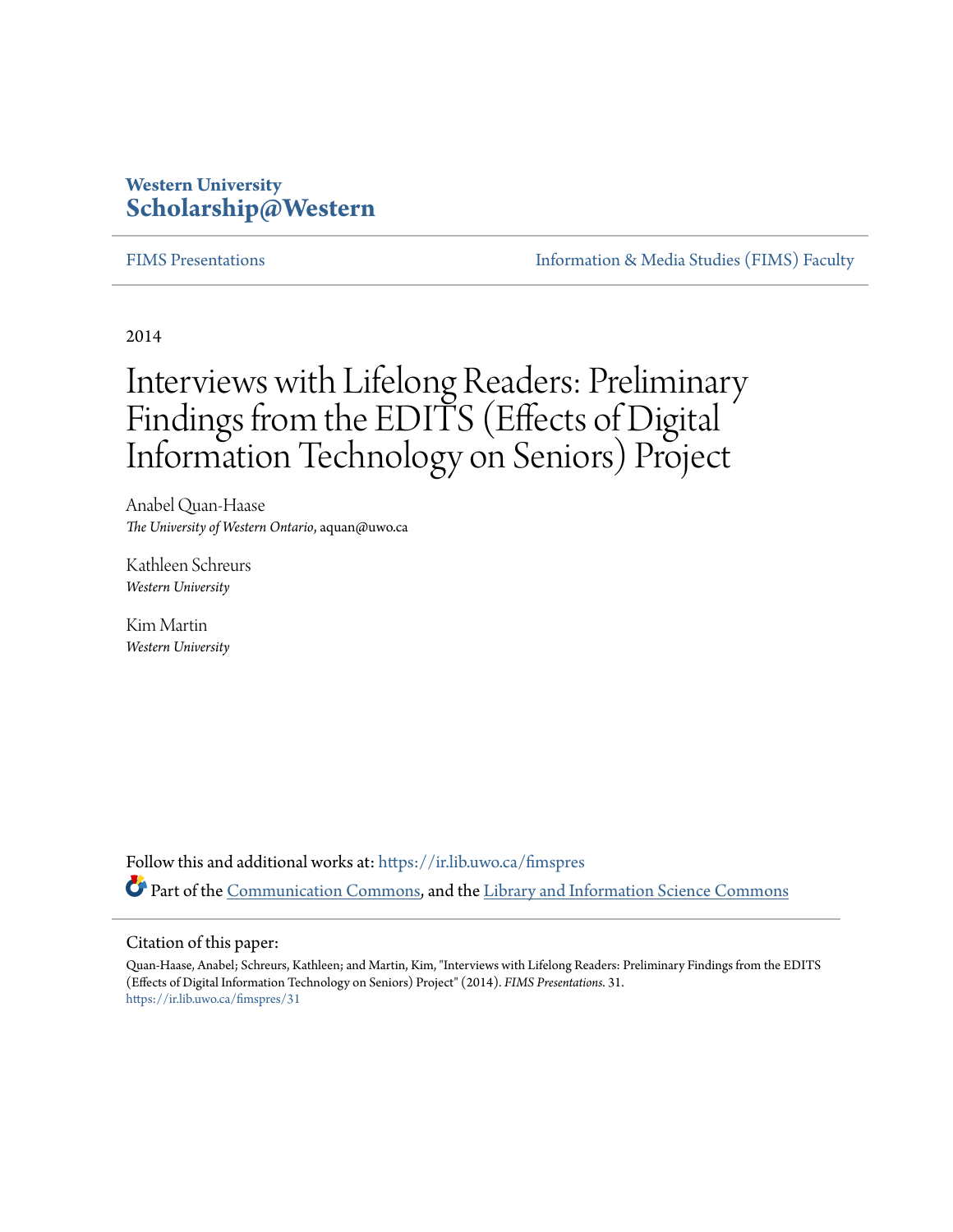Western University
**Scholarship@Western**

FIMS Presentations | Information & Media Studies (FIMS) Faculty

2014

# Interviews with Lifelong Readers: Preliminary Findings from the EDITS (Effects of Digital Information Technology on Seniors) Project

Anabel Quan-Haase
*The University of Western Ontario*, aquan@uwo.ca

Kathleen Schreurs
*Western University*

Kim Martin
*Western University*

Follow this and additional works at: https://ir.lib.uwo.ca/fimspres

Part of the Communication Commons, and the Library and Information Science Commons

Citation of this paper:

Quan-Haase, Anabel; Schreurs, Kathleen; and Martin, Kim, "Interviews with Lifelong Readers: Preliminary Findings from the EDITS (Effects of Digital Information Technology on Seniors) Project" (2014). *FIMS Presentations*. 31.
https://ir.lib.uwo.ca/fimspres/31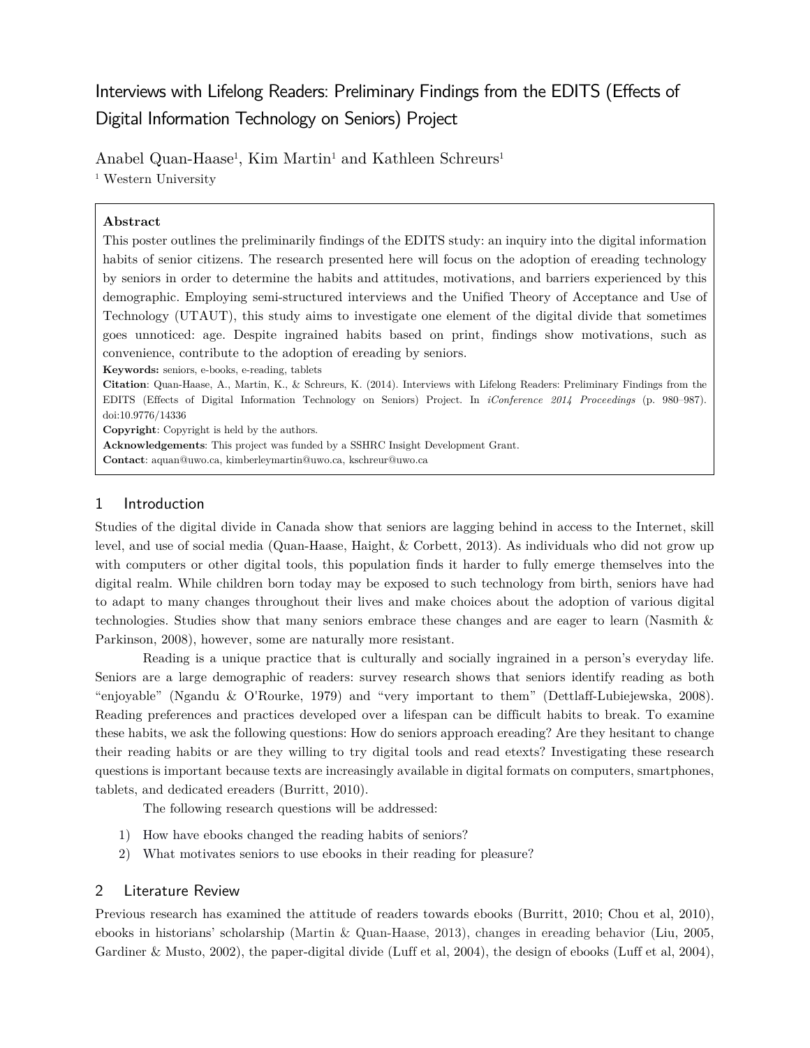# Interviews with Lifelong Readers: Preliminary Findings from the EDITS (Effects of Digital Information Technology on Seniors) Project

Anabel Quan-Haase[1], Kim Martin[1] and Kathleen Schreurs[1]

[1] Western University

**Abstract**

This poster outlines the preliminarily findings of the EDITS study: an inquiry into the digital information habits of senior citizens. The research presented here will focus on the adoption of ereading technology by seniors in order to determine the habits and attitudes, motivations, and barriers experienced by this demographic. Employing semi-structured interviews and the Unified Theory of Acceptance and Use of Technology (UTAUT), this study aims to investigate one element of the digital divide that sometimes goes unnoticed: age. Despite ingrained habits based on print, findings show motivations, such as convenience, contribute to the adoption of ereading by seniors.

**Keywords:** seniors, e-books, e-reading, tablets

**Citation**: Quan-Haase, A., Martin, K., & Schreurs, K. (2014). Interviews with Lifelong Readers: Preliminary Findings from the EDITS (Effects of Digital Information Technology on Seniors) Project. In *iConference 2014 Proceedings* (p. 980–987). doi:10.9776/14336

**Copyright**: Copyright is held by the authors.

**Acknowledgements**: This project was funded by a SSHRC Insight Development Grant.

**Contact**: aquan@uwo.ca, kimberleymartin@uwo.ca, kschreur@uwo.ca

## 1 Introduction

Studies of the digital divide in Canada show that seniors are lagging behind in access to the Internet, skill level, and use of social media (Quan-Haase, Haight, & Corbett, 2013). As individuals who did not grow up with computers or other digital tools, this population finds it harder to fully emerge themselves into the digital realm. While children born today may be exposed to such technology from birth, seniors have had to adapt to many changes throughout their lives and make choices about the adoption of various digital technologies. Studies show that many seniors embrace these changes and are eager to learn (Nasmith & Parkinson, 2008), however, some are naturally more resistant.

Reading is a unique practice that is culturally and socially ingrained in a person's everyday life. Seniors are a large demographic of readers: survey research shows that seniors identify reading as both "enjoyable" (Ngandu & O'Rourke, 1979) and "very important to them" (Dettlaff-Lubiejewska, 2008). Reading preferences and practices developed over a lifespan can be difficult habits to break. To examine these habits, we ask the following questions: How do seniors approach ereading? Are they hesitant to change their reading habits or are they willing to try digital tools and read etexts? Investigating these research questions is important because texts are increasingly available in digital formats on computers, smartphones, tablets, and dedicated ereaders (Burritt, 2010).

The following research questions will be addressed:

1) How have ebooks changed the reading habits of seniors?
2) What motivates seniors to use ebooks in their reading for pleasure?

## 2 Literature Review

Previous research has examined the attitude of readers towards ebooks (Burritt, 2010; Chou et al, 2010), ebooks in historians' scholarship (Martin & Quan-Haase, 2013), changes in ereading behavior (Liu, 2005, Gardiner & Musto, 2002), the paper-digital divide (Luff et al, 2004), the design of ebooks (Luff et al, 2004),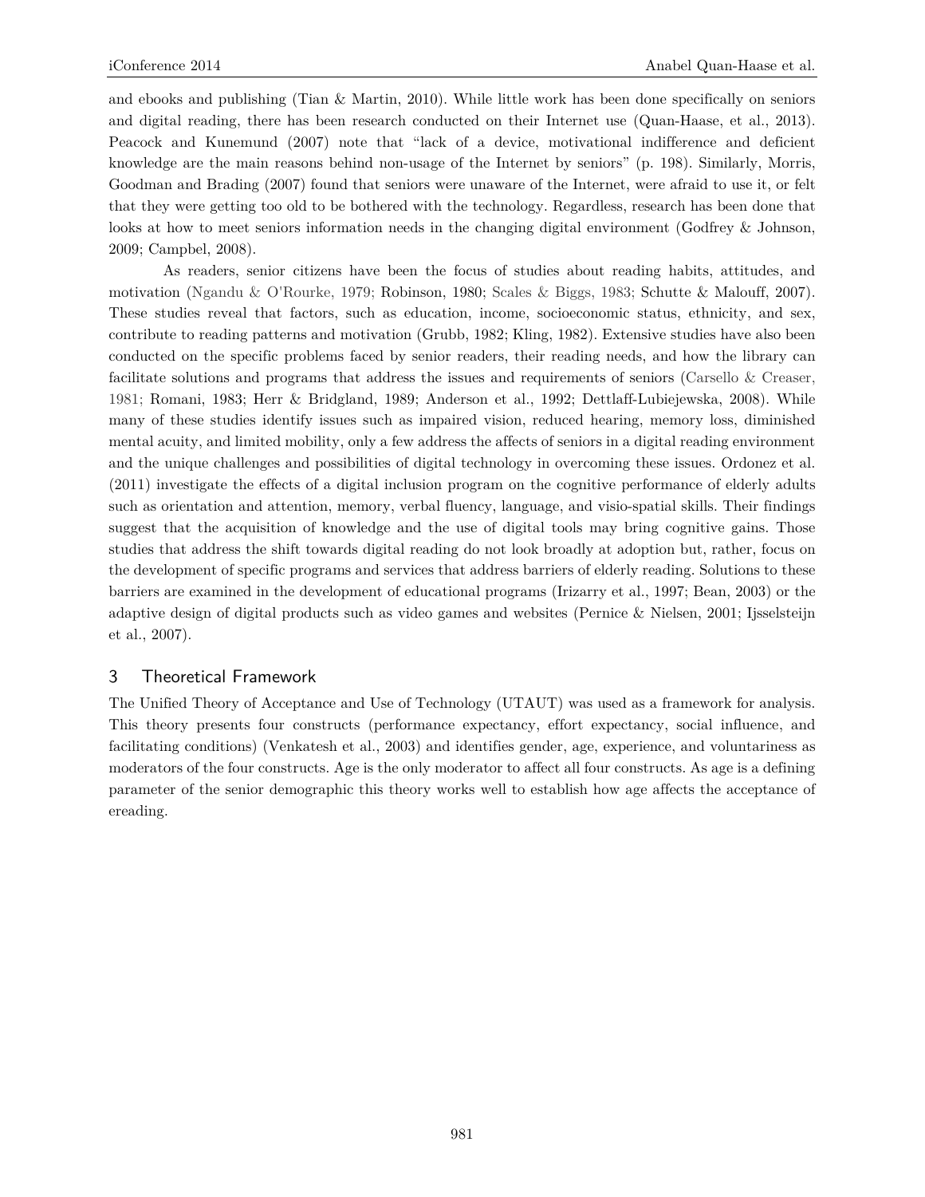and ebooks and publishing (Tian & Martin, 2010). While little work has been done specifically on seniors and digital reading, there has been research conducted on their Internet use (Quan-Haase, et al., 2013). Peacock and Kunemund (2007) note that "lack of a device, motivational indifference and deficient knowledge are the main reasons behind non-usage of the Internet by seniors" (p. 198). Similarly, Morris, Goodman and Brading (2007) found that seniors were unaware of the Internet, were afraid to use it, or felt that they were getting too old to be bothered with the technology. Regardless, research has been done that looks at how to meet seniors information needs in the changing digital environment (Godfrey & Johnson, 2009; Campbel, 2008).

As readers, senior citizens have been the focus of studies about reading habits, attitudes, and motivation (Ngandu & O'Rourke, 1979; Robinson, 1980; Scales & Biggs, 1983; Schutte & Malouff, 2007). These studies reveal that factors, such as education, income, socioeconomic status, ethnicity, and sex, contribute to reading patterns and motivation (Grubb, 1982; Kling, 1982). Extensive studies have also been conducted on the specific problems faced by senior readers, their reading needs, and how the library can facilitate solutions and programs that address the issues and requirements of seniors (Carsello & Creaser, 1981; Romani, 1983; Herr & Bridgland, 1989; Anderson et al., 1992; Dettlaff-Lubiejewska, 2008). While many of these studies identify issues such as impaired vision, reduced hearing, memory loss, diminished mental acuity, and limited mobility, only a few address the affects of seniors in a digital reading environment and the unique challenges and possibilities of digital technology in overcoming these issues. Ordonez et al. (2011) investigate the effects of a digital inclusion program on the cognitive performance of elderly adults such as orientation and attention, memory, verbal fluency, language, and visio-spatial skills. Their findings suggest that the acquisition of knowledge and the use of digital tools may bring cognitive gains. Those studies that address the shift towards digital reading do not look broadly at adoption but, rather, focus on the development of specific programs and services that address barriers of elderly reading. Solutions to these barriers are examined in the development of educational programs (Irizarry et al., 1997; Bean, 2003) or the adaptive design of digital products such as video games and websites (Pernice & Nielsen, 2001; Ijsselsteijn et al., 2007).

## 3 Theoretical Framework

The Unified Theory of Acceptance and Use of Technology (UTAUT) was used as a framework for analysis. This theory presents four constructs (performance expectancy, effort expectancy, social influence, and facilitating conditions) (Venkatesh et al., 2003) and identifies gender, age, experience, and voluntariness as moderators of the four constructs. Age is the only moderator to affect all four constructs. As age is a defining parameter of the senior demographic this theory works well to establish how age affects the acceptance of ereading.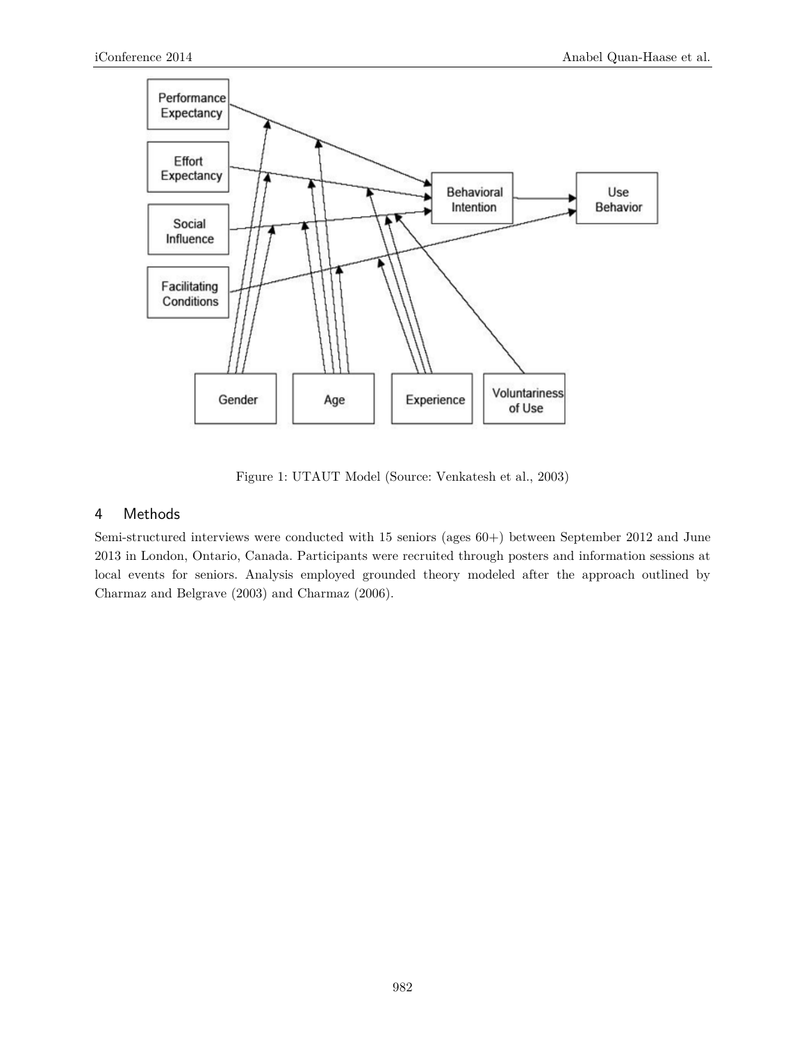Figure 1: UTAUT Model (Source: Venkatesh et al., 2003)

## 4 Methods

Semi-structured interviews were conducted with 15 seniors (ages 60+) between September 2012 and June 2013 in London, Ontario, Canada. Participants were recruited through posters and information sessions at local events for seniors. Analysis employed grounded theory modeled after the approach outlined by Charmaz and Belgrave (2003) and Charmaz (2006).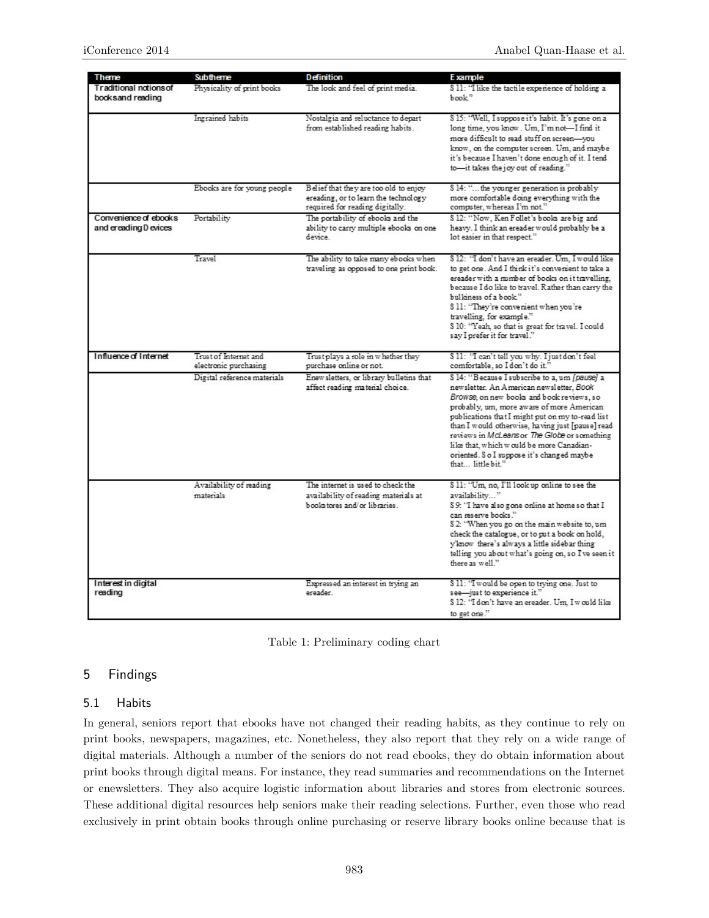| Theme | Subtheme | Definition | Example |
|---|---|---|---|
| Traditional notions of books and reading | Physicality of print books | The look and feel of print media. | S 11: "I like the tactile experience of holding a book." |
| | Ingrained habits | Nostalgia and reluctance to depart from established reading habits. | S 15: "Well, I suppose it's habit. It's gone on a long time, you know. Um, I'm not—I find it more difficult to read stuff on screen—you know, on the computer screen. Um, and maybe it's because I haven't done enough of it. I tend to—it takes the joy out of reading." |
| | Ebooks are for young people | Belief that they are too old to enjoy ereading, or to learn the technology required for reading digitally. | S 14: "... the younger generation is probably more comfortable doing everything with the computer, whereas I'm not." |
| Convenience of ebooks and ereading Devices | Portability | The portability of ebooks and the ability to carry multiple ebooks on one device. | S 12: "Now, Ken Follet's books are big and heavy. I think an ereader would probably be a lot easier in that respect." |
| | Travel | The ability to take many ebooks when traveling as opposed to one print book. | S 12: "I don't have an ereader. Um, I would like to get one. And I think it's convenient to take a ereader with a number of books on it travelling, because I do like to travel. Rather than carry the bulkiness of a book." S 11: "They're convenient when you're travelling, for example." S 10: "Yeah, so that is great for travel. I could say I prefer it for travel." |
| Influence of Internet | Trust of Internet and electronic purchasing | Trust plays a role in whether they purchase online or not. | S 11: "I can't tell you why. I just don't feel comfortable, so I don't do it." |
| | Digital reference materials | Enewsletters, or library bulletins that affect reading material choice. | S 14: "Because I subscribe to a, um *[pause]* a newsletter. An American newsletter, *Book Browse*, on new books and book reviews, so probably, um, more aware of more American publications that I might put on my to-read list than I would otherwise, having just [pause] read reviews in *McLeans* or *The Globe* or something like that, which would be more Canadian-oriented. So I suppose it's changed maybe that... little bit." |
| | Availability of reading materials | The internet is used to check the availability of reading materials at bookstores and/or libraries. | S 11: "Um, no, I'll look up online to see the availability..." S 9: "I have also gone online at home so that I can reserve books." S 2: "When you go on the main website to, um check the catalogue, or to put a book on hold, y'know there's always a little sidebar thing telling you about what's going on, so I've seen it there as well." |
| Interest in digital reading | | Expressed an interest in trying an ereader. | S 11: "I would be open to trying one. Just to see—just to experience it." S 12: "I don't have an ereader. Um, I would like to get one." |

Table 1: Preliminary coding chart

## 5 Findings

### 5.1 Habits

In general, seniors report that ebooks have not changed their reading habits, as they continue to rely on print books, newspapers, magazines, etc. Nonetheless, they also report that they rely on a wide range of digital materials. Although a number of the seniors do not read ebooks, they do obtain information about print books through digital means. For instance, they read summaries and recommendations on the Internet or enewsletters. They also acquire logistic information about libraries and stores from electronic sources. These additional digital resources help seniors make their reading selections. Further, even those who read exclusively in print obtain books through online purchasing or reserve library books online because that is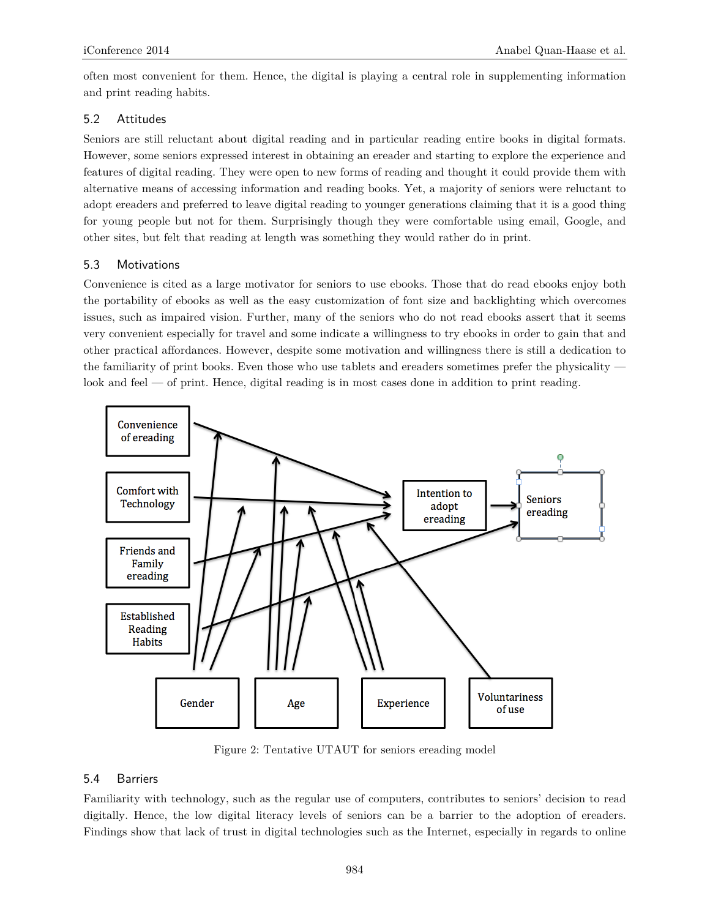often most convenient for them. Hence, the digital is playing a central role in supplementing information and print reading habits.

### 5.2 Attitudes

Seniors are still reluctant about digital reading and in particular reading entire books in digital formats. However, some seniors expressed interest in obtaining an ereader and starting to explore the experience and features of digital reading. They were open to new forms of reading and thought it could provide them with alternative means of accessing information and reading books. Yet, a majority of seniors were reluctant to adopt ereaders and preferred to leave digital reading to younger generations claiming that it is a good thing for young people but not for them. Surprisingly though they were comfortable using email, Google, and other sites, but felt that reading at length was something they would rather do in print.

### 5.3 Motivations

Convenience is cited as a large motivator for seniors to use ebooks. Those that do read ebooks enjoy both the portability of ebooks as well as the easy customization of font size and backlighting which overcomes issues, such as impaired vision. Further, many of the seniors who do not read ebooks assert that it seems very convenient especially for travel and some indicate a willingness to try ebooks in order to gain that and other practical affordances. However, despite some motivation and willingness there is still a dedication to the familiarity of print books. Even those who use tablets and ereaders sometimes prefer the physicality — look and feel — of print. Hence, digital reading is in most cases done in addition to print reading.

Figure 2: Tentative UTAUT for seniors ereading model

### 5.4 Barriers

Familiarity with technology, such as the regular use of computers, contributes to seniors' decision to read digitally. Hence, the low digital literacy levels of seniors can be a barrier to the adoption of ereaders. Findings show that lack of trust in digital technologies such as the Internet, especially in regards to online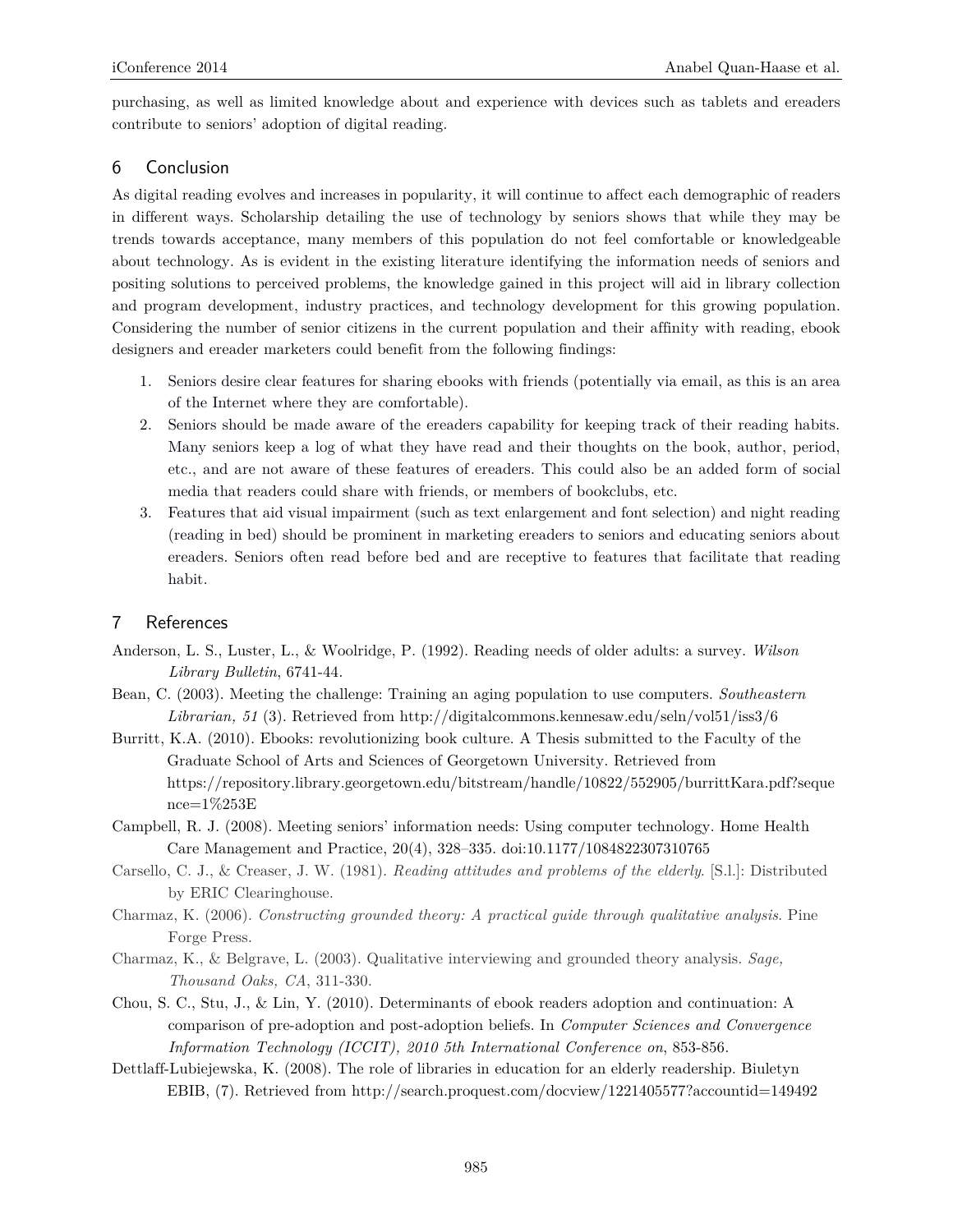purchasing, as well as limited knowledge about and experience with devices such as tablets and ereaders contribute to seniors' adoption of digital reading.

## 6 Conclusion

As digital reading evolves and increases in popularity, it will continue to affect each demographic of readers in different ways. Scholarship detailing the use of technology by seniors shows that while they may be trends towards acceptance, many members of this population do not feel comfortable or knowledgeable about technology. As is evident in the existing literature identifying the information needs of seniors and positing solutions to perceived problems, the knowledge gained in this project will aid in library collection and program development, industry practices, and technology development for this growing population. Considering the number of senior citizens in the current population and their affinity with reading, ebook designers and ereader marketers could benefit from the following findings:

1. Seniors desire clear features for sharing ebooks with friends (potentially via email, as this is an area of the Internet where they are comfortable).
2. Seniors should be made aware of the ereaders capability for keeping track of their reading habits. Many seniors keep a log of what they have read and their thoughts on the book, author, period, etc., and are not aware of these features of ereaders. This could also be an added form of social media that readers could share with friends, or members of bookclubs, etc.
3. Features that aid visual impairment (such as text enlargement and font selection) and night reading (reading in bed) should be prominent in marketing ereaders to seniors and educating seniors about ereaders. Seniors often read before bed and are receptive to features that facilitate that reading habit.

## 7 References

Anderson, L. S., Luster, L., & Woolridge, P. (1992). Reading needs of older adults: a survey. *Wilson Library Bulletin*, 6741-44.

Bean, C. (2003). Meeting the challenge: Training an aging population to use computers. *Southeastern Librarian, 51* (3). Retrieved from http://digitalcommons.kennesaw.edu/seln/vol51/iss3/6

Burritt, K.A. (2010). Ebooks: revolutionizing book culture. A Thesis submitted to the Faculty of the Graduate School of Arts and Sciences of Georgetown University. Retrieved from https://repository.library.georgetown.edu/bitstream/handle/10822/552905/burrittKara.pdf?sequence=1%253E

Campbell, R. J. (2008). Meeting seniors' information needs: Using computer technology. Home Health Care Management and Practice, 20(4), 328–335. doi:10.1177/1084822307310765

Carsello, C. J., & Creaser, J. W. (1981). *Reading attitudes and problems of the elderly*. [S.l.]: Distributed by ERIC Clearinghouse.

Charmaz, K. (2006). *Constructing grounded theory: A practical guide through qualitative analysis*. Pine Forge Press.

Charmaz, K., & Belgrave, L. (2003). Qualitative interviewing and grounded theory analysis. *Sage, Thousand Oaks, CA*, 311-330.

Chou, S. C., Stu, J., & Lin, Y. (2010). Determinants of ebook readers adoption and continuation: A comparison of pre-adoption and post-adoption beliefs. In *Computer Sciences and Convergence Information Technology (ICCIT), 2010 5th International Conference on*, 853-856.

Dettlaff-Lubiejewska, K. (2008). The role of libraries in education for an elderly readership. Biuletyn EBIB, (7). Retrieved from http://search.proquest.com/docview/1221405577?accountid=149492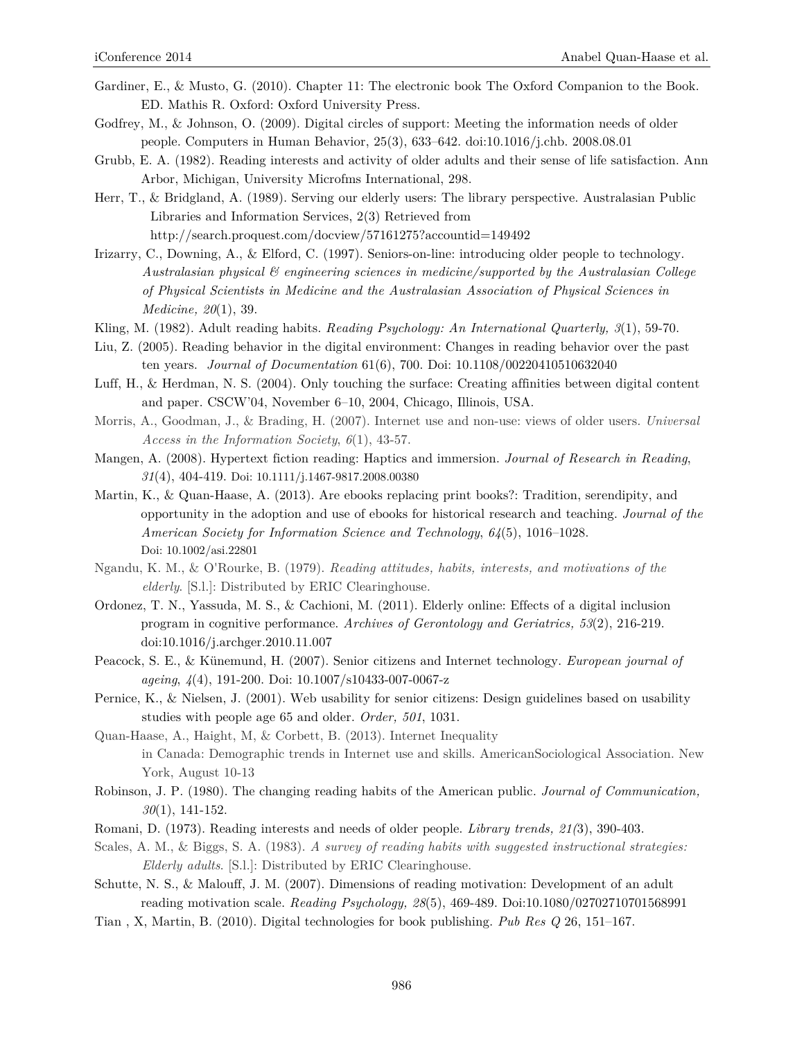Gardiner, E., & Musto, G. (2010). Chapter 11: The electronic book The Oxford Companion to the Book. ED. Mathis R. Oxford: Oxford University Press.

Godfrey, M., & Johnson, O. (2009). Digital circles of support: Meeting the information needs of older people. Computers in Human Behavior, 25(3), 633–642. doi:10.1016/j.chb. 2008.08.01

Grubb, E. A. (1982). Reading interests and activity of older adults and their sense of life satisfaction. Ann Arbor, Michigan, University Microfms International, 298.

Herr, T., & Bridgland, A. (1989). Serving our elderly users: The library perspective. Australasian Public Libraries and Information Services, 2(3) Retrieved from http://search.proquest.com/docview/57161275?accountid=149492

Irizarry, C., Downing, A., & Elford, C. (1997). Seniors-on-line: introducing older people to technology. *Australasian physical & engineering sciences in medicine/supported by the Australasian College of Physical Scientists in Medicine and the Australasian Association of Physical Sciences in Medicine, 20*(1), 39.

Kling, M. (1982). Adult reading habits. *Reading Psychology: An International Quarterly, 3*(1), 59-70.

Liu, Z. (2005). Reading behavior in the digital environment: Changes in reading behavior over the past ten years. *Journal of Documentation* 61(6), 700. Doi: 10.1108/00220410510632040

Luff, H., & Herdman, N. S. (2004). Only touching the surface: Creating affinities between digital content and paper. CSCW'04, November 6–10, 2004, Chicago, Illinois, USA.

Morris, A., Goodman, J., & Brading, H. (2007). Internet use and non-use: views of older users. *Universal Access in the Information Society*, *6*(1), 43-57.

Mangen, A. (2008). Hypertext fiction reading: Haptics and immersion. *Journal of Research in Reading*, *31*(4), 404-419. Doi: 10.1111/j.1467-9817.2008.00380

Martin, K., & Quan-Haase, A. (2013). Are ebooks replacing print books?: Tradition, serendipity, and opportunity in the adoption and use of ebooks for historical research and teaching. *Journal of the American Society for Information Science and Technology*, *64*(5), 1016–1028. Doi: 10.1002/asi.22801

Ngandu, K. M., & O'Rourke, B. (1979). *Reading attitudes, habits, interests, and motivations of the elderly*. [S.l.]: Distributed by ERIC Clearinghouse.

Ordonez, T. N., Yassuda, M. S., & Cachioni, M. (2011). Elderly online: Effects of a digital inclusion program in cognitive performance. *Archives of Gerontology and Geriatrics, 53*(2), 216-219. doi:10.1016/j.archger.2010.11.007

Peacock, S. E., & Künemund, H. (2007). Senior citizens and Internet technology. *European journal of ageing*, *4*(4), 191-200. Doi: 10.1007/s10433-007-0067-z

Pernice, K., & Nielsen, J. (2001). Web usability for senior citizens: Design guidelines based on usability studies with people age 65 and older. *Order, 501*, 1031.

Quan-Haase, A., Haight, M, & Corbett, B. (2013). Internet Inequality in Canada: Demographic trends in Internet use and skills. AmericanSociological Association. New York, August 10-13

Robinson, J. P. (1980). The changing reading habits of the American public. *Journal of Communication, 30*(1), 141-152.

Romani, D. (1973). Reading interests and needs of older people. *Library trends, 21(*3), 390-403.

Scales, A. M., & Biggs, S. A. (1983). *A survey of reading habits with suggested instructional strategies: Elderly adults*. [S.l.]: Distributed by ERIC Clearinghouse.

Schutte, N. S., & Malouff, J. M. (2007). Dimensions of reading motivation: Development of an adult reading motivation scale. *Reading Psychology, 28*(5), 469-489. Doi:10.1080/02702710701568991

Tian , X, Martin, B. (2010). Digital technologies for book publishing. *Pub Res Q* 26, 151–167.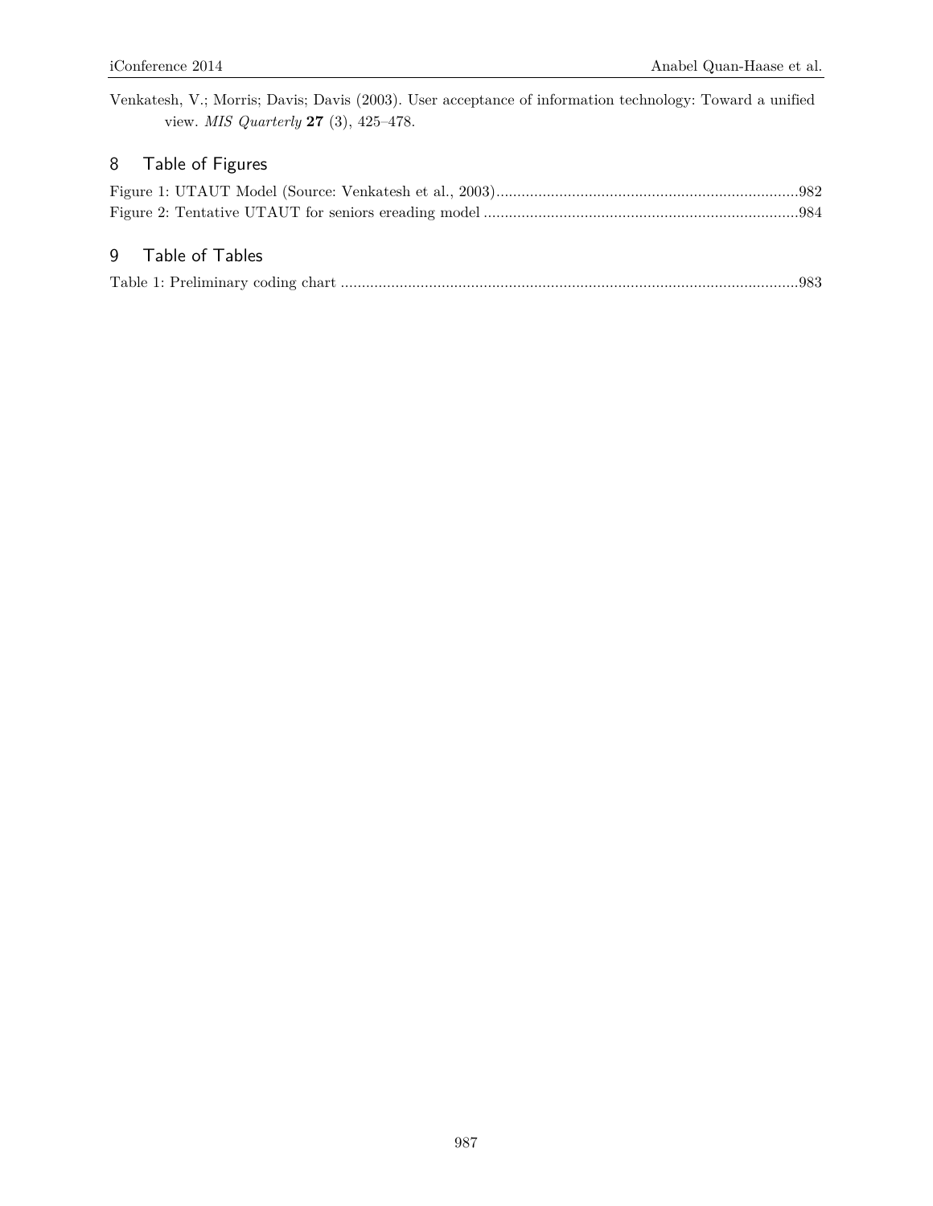Venkatesh, V.; Morris; Davis; Davis (2003). User acceptance of information technology: Toward a unified view. *MIS Quarterly* **27** (3), 425–478.

## 8 Table of Figures

Figure 1: UTAUT Model (Source: Venkatesh et al., 2003)........................................................................982
Figure 2: Tentative UTAUT for seniors ereading model ...........................................................................984

## 9 Table of Tables

Table 1: Preliminary coding chart ............................................................................................................983